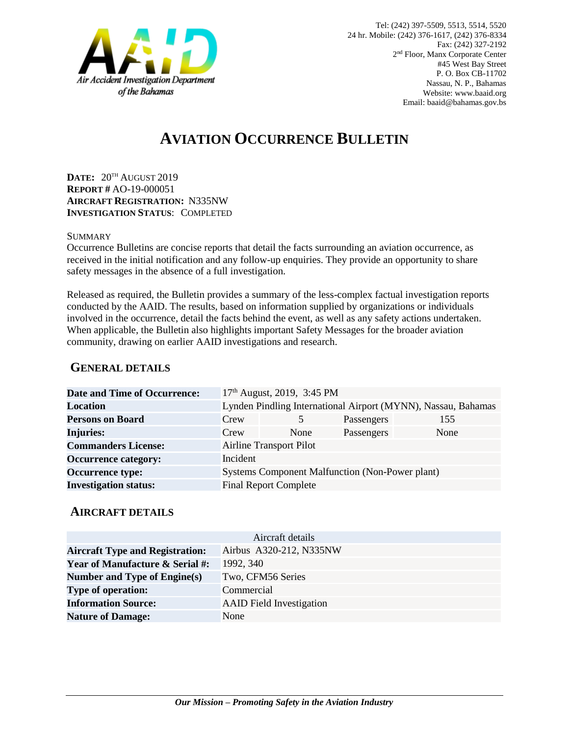Air Accident Investigation Department of the Bahamas

Tel: (242) 397-5509, 5513, 5514, 5520
24 hr. Mobile: (242) 376-1617, (242) 376-8334
Fax: (242) 327-2192
2nd Floor, Manx Corporate Center
#45 West Bay Street
P. O. Box CB-11702
Nassau, N. P., Bahamas
Website: www.baaid.org
Email: baaid@bahamas.gov.bs

# AVIATION OCCURRENCE BULLETIN

**DATE:** 20TH AUGUST 2019
**REPORT #** AO-19-000051
**AIRCRAFT REGISTRATION:** N335NW
**INVESTIGATION STATUS**: COMPLETED

SUMMARY

Occurrence Bulletins are concise reports that detail the facts surrounding an aviation occurrence, as received in the initial notification and any follow-up enquiries. They provide an opportunity to share safety messages in the absence of a full investigation.

Released as required, the Bulletin provides a summary of the less-complex factual investigation reports conducted by the AAID. The results, based on information supplied by organizations or individuals involved in the occurrence, detail the facts behind the event, as well as any safety actions undertaken. When applicable, the Bulletin also highlights important Safety Messages for the broader aviation community, drawing on earlier AAID investigations and research.

## GENERAL DETAILS

| | | | | |
|---|---|---|---|---|
| **Date and Time of Occurrence:** | 17th August, 2019, 3:45 PM | | | |
| **Location** | Lynden Pindling International Airport (MYNN), Nassau, Bahamas | | | |
| **Persons on Board** | Crew | 5 | Passengers | 155 |
| **Injuries:** | Crew | None | Passengers | None |
| **Commanders License:** | Airline Transport Pilot | | | |
| **Occurrence category:** | Incident | | | |
| **Occurrence type:** | Systems Component Malfunction (Non-Power plant) | | | |
| **Investigation status:** | Final Report Complete | | | |

## AIRCRAFT DETAILS

| Aircraft details | |
|---|---|
| **Aircraft Type and Registration:** | Airbus A320-212, N335NW |
| **Year of Manufacture & Serial #:** | 1992, 340 |
| **Number and Type of Engine(s)** | Two, CFM56 Series |
| **Type of operation:** | Commercial |
| **Information Source:** | AAID Field Investigation |
| **Nature of Damage:** | None |

***Our Mission – Promoting Safety in the Aviation Industry***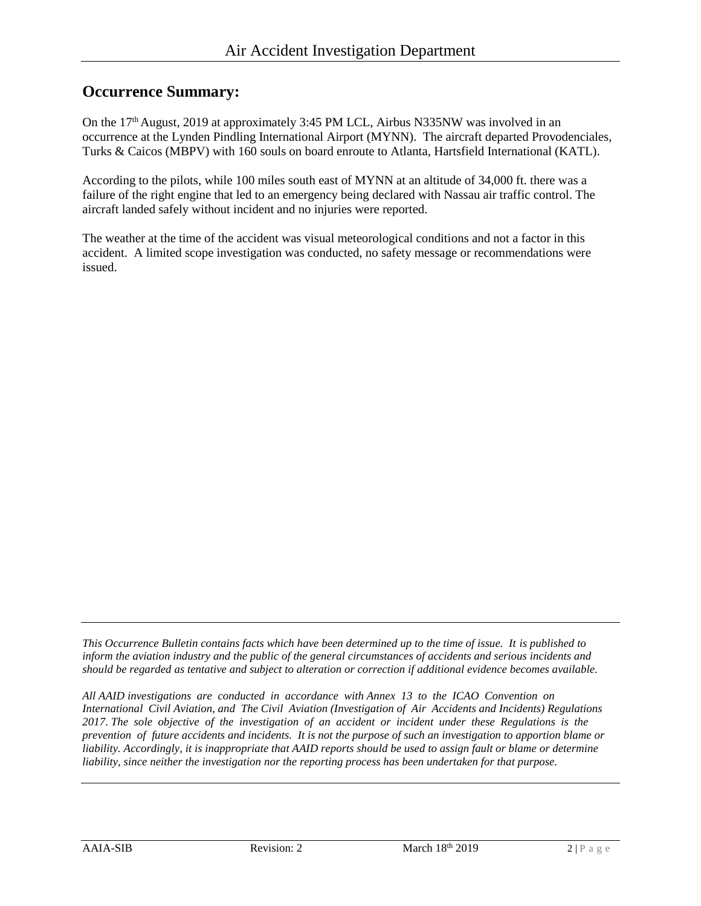## Occurrence Summary:

On the 17th August, 2019 at approximately 3:45 PM LCL, Airbus N335NW was involved in an occurrence at the Lynden Pindling International Airport (MYNN). The aircraft departed Provodenciales, Turks & Caicos (MBPV) with 160 souls on board enroute to Atlanta, Hartsfield International (KATL).

According to the pilots, while 100 miles south east of MYNN at an altitude of 34,000 ft. there was a failure of the right engine that led to an emergency being declared with Nassau air traffic control. The aircraft landed safely without incident and no injuries were reported.

The weather at the time of the accident was visual meteorological conditions and not a factor in this accident. A limited scope investigation was conducted, no safety message or recommendations were issued.

---

*This Occurrence Bulletin contains facts which have been determined up to the time of issue. It is published to inform the aviation industry and the public of the general circumstances of accidents and serious incidents and should be regarded as tentative and subject to alteration or correction if additional evidence becomes available.*

*All AAID investigations are conducted in accordance with Annex 13 to the ICAO Convention on International Civil Aviation, and The Civil Aviation (Investigation of Air Accidents and Incidents) Regulations 2017. The sole objective of the investigation of an accident or incident under these Regulations is the prevention of future accidents and incidents. It is not the purpose of such an investigation to apportion blame or liability. Accordingly, it is inappropriate that AAID reports should be used to assign fault or blame or determine liability, since neither the investigation nor the reporting process has been undertaken for that purpose.*

---